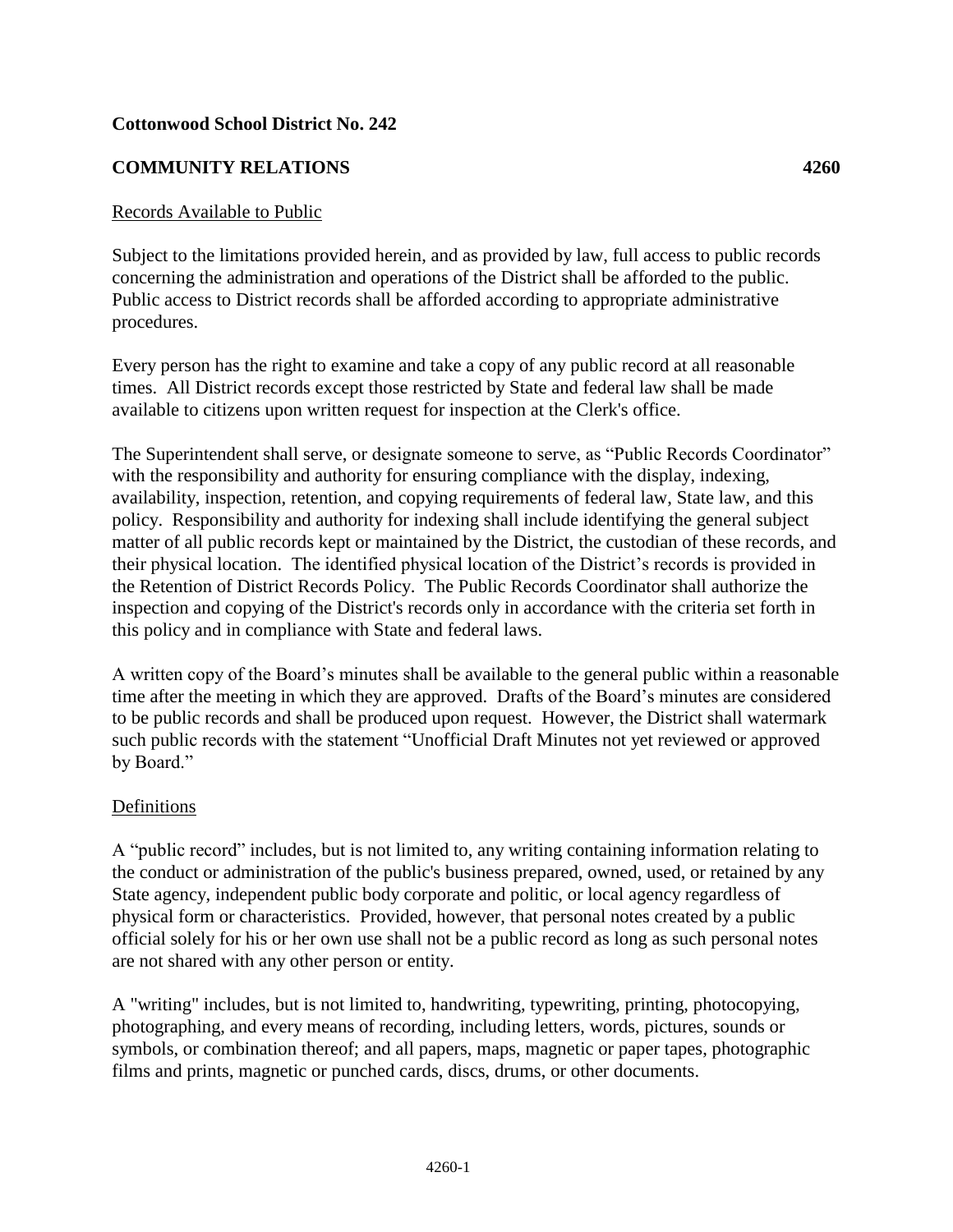**Cottonwood School District No. 242**

**COMMUNITY RELATIONS 4260**

Records Available to Public

Subject to the limitations provided herein, and as provided by law, full access to public records concerning the administration and operations of the District shall be afforded to the public. Public access to District records shall be afforded according to appropriate administrative procedures.

Every person has the right to examine and take a copy of any public record at all reasonable times. All District records except those restricted by State and federal law shall be made available to citizens upon written request for inspection at the Clerk's office.

The Superintendent shall serve, or designate someone to serve, as "Public Records Coordinator" with the responsibility and authority for ensuring compliance with the display, indexing, availability, inspection, retention, and copying requirements of federal law, State law, and this policy. Responsibility and authority for indexing shall include identifying the general subject matter of all public records kept or maintained by the District, the custodian of these records, and their physical location. The identified physical location of the District's records is provided in the Retention of District Records Policy. The Public Records Coordinator shall authorize the inspection and copying of the District's records only in accordance with the criteria set forth in this policy and in compliance with State and federal laws.

A written copy of the Board's minutes shall be available to the general public within a reasonable time after the meeting in which they are approved. Drafts of the Board's minutes are considered to be public records and shall be produced upon request. However, the District shall watermark such public records with the statement "Unofficial Draft Minutes not yet reviewed or approved by Board."

Definitions

A "public record" includes, but is not limited to, any writing containing information relating to the conduct or administration of the public's business prepared, owned, used, or retained by any State agency, independent public body corporate and politic, or local agency regardless of physical form or characteristics. Provided, however, that personal notes created by a public official solely for his or her own use shall not be a public record as long as such personal notes are not shared with any other person or entity.

A "writing" includes, but is not limited to, handwriting, typewriting, printing, photocopying, photographing, and every means of recording, including letters, words, pictures, sounds or symbols, or combination thereof; and all papers, maps, magnetic or paper tapes, photographic films and prints, magnetic or punched cards, discs, drums, or other documents.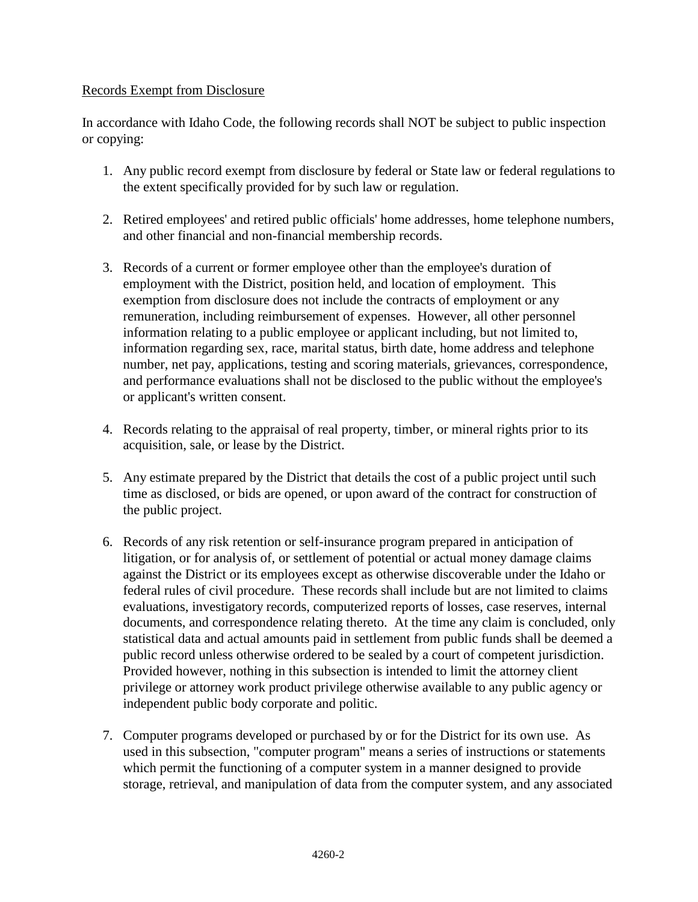Records Exempt from Disclosure

In accordance with Idaho Code, the following records shall NOT be subject to public inspection or copying:

1. Any public record exempt from disclosure by federal or State law or federal regulations to the extent specifically provided for by such law or regulation.

2. Retired employees' and retired public officials' home addresses, home telephone numbers, and other financial and non-financial membership records.

3. Records of a current or former employee other than the employee's duration of employment with the District, position held, and location of employment. This exemption from disclosure does not include the contracts of employment or any remuneration, including reimbursement of expenses. However, all other personnel information relating to a public employee or applicant including, but not limited to, information regarding sex, race, marital status, birth date, home address and telephone number, net pay, applications, testing and scoring materials, grievances, correspondence, and performance evaluations shall not be disclosed to the public without the employee's or applicant's written consent.

4. Records relating to the appraisal of real property, timber, or mineral rights prior to its acquisition, sale, or lease by the District.

5. Any estimate prepared by the District that details the cost of a public project until such time as disclosed, or bids are opened, or upon award of the contract for construction of the public project.

6. Records of any risk retention or self-insurance program prepared in anticipation of litigation, or for analysis of, or settlement of potential or actual money damage claims against the District or its employees except as otherwise discoverable under the Idaho or federal rules of civil procedure. These records shall include but are not limited to claims evaluations, investigatory records, computerized reports of losses, case reserves, internal documents, and correspondence relating thereto. At the time any claim is concluded, only statistical data and actual amounts paid in settlement from public funds shall be deemed a public record unless otherwise ordered to be sealed by a court of competent jurisdiction. Provided however, nothing in this subsection is intended to limit the attorney client privilege or attorney work product privilege otherwise available to any public agency or independent public body corporate and politic.

7. Computer programs developed or purchased by or for the District for its own use. As used in this subsection, "computer program" means a series of instructions or statements which permit the functioning of a computer system in a manner designed to provide storage, retrieval, and manipulation of data from the computer system, and any associated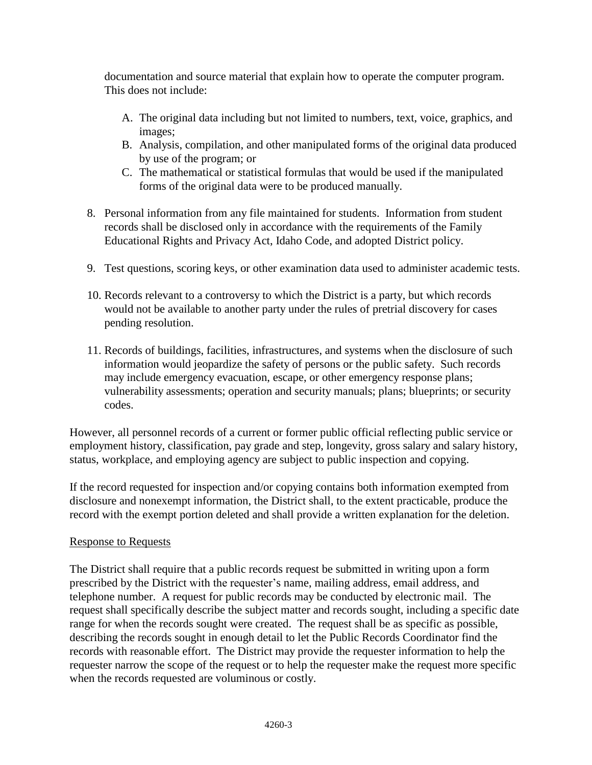documentation and source material that explain how to operate the computer program. This does not include:

A. The original data including but not limited to numbers, text, voice, graphics, and images;
B. Analysis, compilation, and other manipulated forms of the original data produced by use of the program; or
C. The mathematical or statistical formulas that would be used if the manipulated forms of the original data were to be produced manually.

8. Personal information from any file maintained for students. Information from student records shall be disclosed only in accordance with the requirements of the Family Educational Rights and Privacy Act, Idaho Code, and adopted District policy.

9. Test questions, scoring keys, or other examination data used to administer academic tests.

10. Records relevant to a controversy to which the District is a party, but which records would not be available to another party under the rules of pretrial discovery for cases pending resolution.

11. Records of buildings, facilities, infrastructures, and systems when the disclosure of such information would jeopardize the safety of persons or the public safety. Such records may include emergency evacuation, escape, or other emergency response plans; vulnerability assessments; operation and security manuals; plans; blueprints; or security codes.

However, all personnel records of a current or former public official reflecting public service or employment history, classification, pay grade and step, longevity, gross salary and salary history, status, workplace, and employing agency are subject to public inspection and copying.

If the record requested for inspection and/or copying contains both information exempted from disclosure and nonexempt information, the District shall, to the extent practicable, produce the record with the exempt portion deleted and shall provide a written explanation for the deletion.

Response to Requests

The District shall require that a public records request be submitted in writing upon a form prescribed by the District with the requester's name, mailing address, email address, and telephone number. A request for public records may be conducted by electronic mail. The request shall specifically describe the subject matter and records sought, including a specific date range for when the records sought were created. The request shall be as specific as possible, describing the records sought in enough detail to let the Public Records Coordinator find the records with reasonable effort. The District may provide the requester information to help the requester narrow the scope of the request or to help the requester make the request more specific when the records requested are voluminous or costly.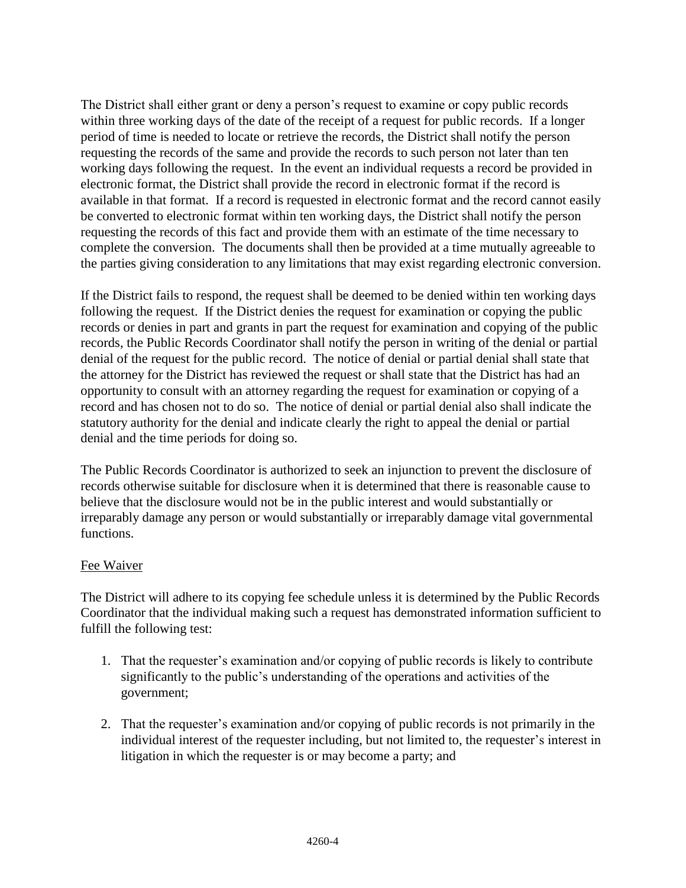The District shall either grant or deny a person's request to examine or copy public records within three working days of the date of the receipt of a request for public records. If a longer period of time is needed to locate or retrieve the records, the District shall notify the person requesting the records of the same and provide the records to such person not later than ten working days following the request. In the event an individual requests a record be provided in electronic format, the District shall provide the record in electronic format if the record is available in that format. If a record is requested in electronic format and the record cannot easily be converted to electronic format within ten working days, the District shall notify the person requesting the records of this fact and provide them with an estimate of the time necessary to complete the conversion. The documents shall then be provided at a time mutually agreeable to the parties giving consideration to any limitations that may exist regarding electronic conversion.

If the District fails to respond, the request shall be deemed to be denied within ten working days following the request. If the District denies the request for examination or copying the public records or denies in part and grants in part the request for examination and copying of the public records, the Public Records Coordinator shall notify the person in writing of the denial or partial denial of the request for the public record. The notice of denial or partial denial shall state that the attorney for the District has reviewed the request or shall state that the District has had an opportunity to consult with an attorney regarding the request for examination or copying of a record and has chosen not to do so. The notice of denial or partial denial also shall indicate the statutory authority for the denial and indicate clearly the right to appeal the denial or partial denial and the time periods for doing so.

The Public Records Coordinator is authorized to seek an injunction to prevent the disclosure of records otherwise suitable for disclosure when it is determined that there is reasonable cause to believe that the disclosure would not be in the public interest and would substantially or irreparably damage any person or would substantially or irreparably damage vital governmental functions.

Fee Waiver

The District will adhere to its copying fee schedule unless it is determined by the Public Records Coordinator that the individual making such a request has demonstrated information sufficient to fulfill the following test:

1. That the requester's examination and/or copying of public records is likely to contribute significantly to the public's understanding of the operations and activities of the government;

2. That the requester's examination and/or copying of public records is not primarily in the individual interest of the requester including, but not limited to, the requester's interest in litigation in which the requester is or may become a party; and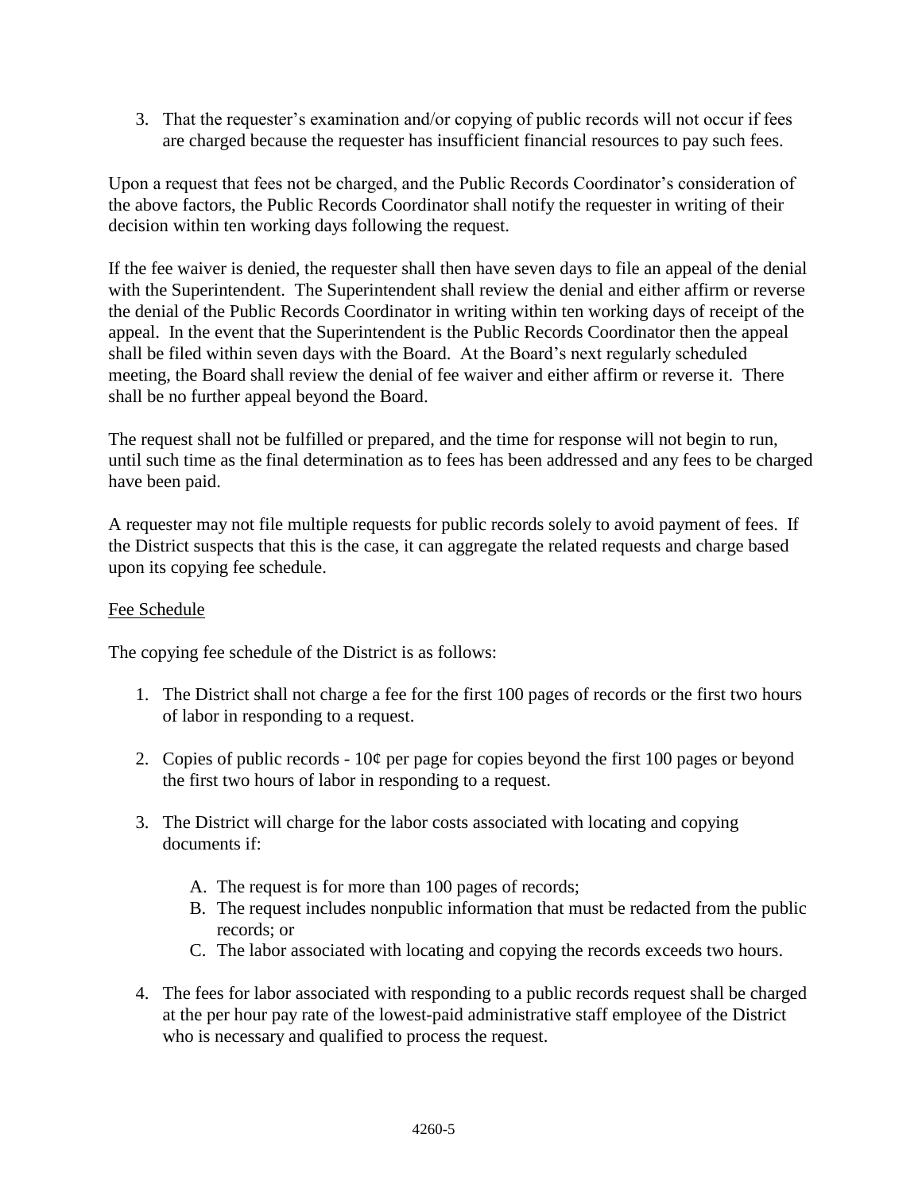3. That the requester's examination and/or copying of public records will not occur if fees are charged because the requester has insufficient financial resources to pay such fees.

Upon a request that fees not be charged, and the Public Records Coordinator's consideration of the above factors, the Public Records Coordinator shall notify the requester in writing of their decision within ten working days following the request.

If the fee waiver is denied, the requester shall then have seven days to file an appeal of the denial with the Superintendent. The Superintendent shall review the denial and either affirm or reverse the denial of the Public Records Coordinator in writing within ten working days of receipt of the appeal. In the event that the Superintendent is the Public Records Coordinator then the appeal shall be filed within seven days with the Board. At the Board's next regularly scheduled meeting, the Board shall review the denial of fee waiver and either affirm or reverse it. There shall be no further appeal beyond the Board.

The request shall not be fulfilled or prepared, and the time for response will not begin to run, until such time as the final determination as to fees has been addressed and any fees to be charged have been paid.

A requester may not file multiple requests for public records solely to avoid payment of fees. If the District suspects that this is the case, it can aggregate the related requests and charge based upon its copying fee schedule.

<u>Fee Schedule</u>

The copying fee schedule of the District is as follows:

1. The District shall not charge a fee for the first 100 pages of records or the first two hours of labor in responding to a request.

2. Copies of public records - 10¢ per page for copies beyond the first 100 pages or beyond the first two hours of labor in responding to a request.

3. The District will charge for the labor costs associated with locating and copying documents if:

   A. The request is for more than 100 pages of records;
   B. The request includes nonpublic information that must be redacted from the public records; or
   C. The labor associated with locating and copying the records exceeds two hours.

4. The fees for labor associated with responding to a public records request shall be charged at the per hour pay rate of the lowest-paid administrative staff employee of the District who is necessary and qualified to process the request.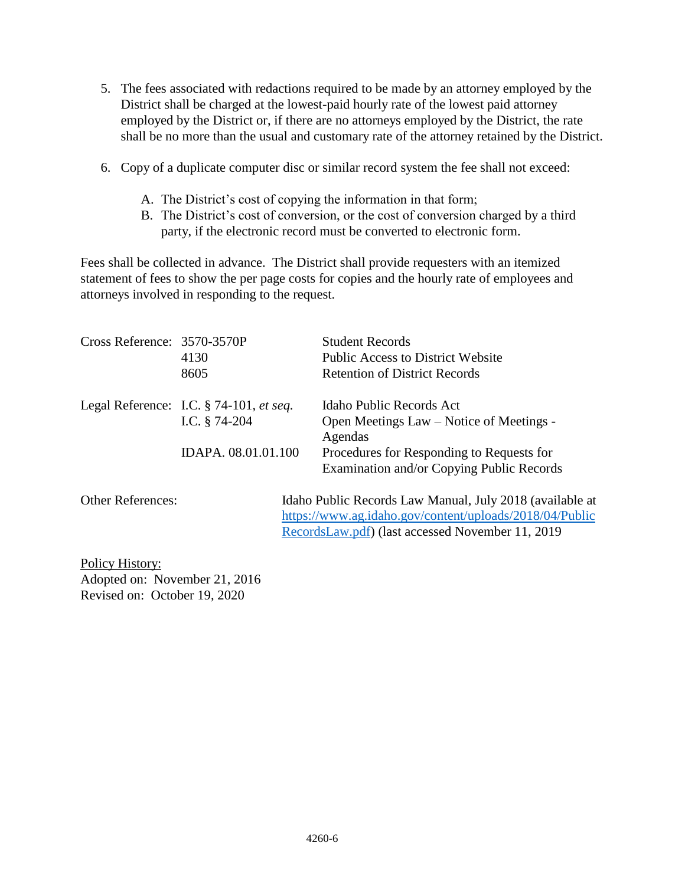5. The fees associated with redactions required to be made by an attorney employed by the District shall be charged at the lowest-paid hourly rate of the lowest paid attorney employed by the District or, if there are no attorneys employed by the District, the rate shall be no more than the usual and customary rate of the attorney retained by the District.

6. Copy of a duplicate computer disc or similar record system the fee shall not exceed:

   A. The District's cost of copying the information in that form;
   B. The District's cost of conversion, or the cost of conversion charged by a third party, if the electronic record must be converted to electronic form.

Fees shall be collected in advance. The District shall provide requesters with an itemized statement of fees to show the per page costs for copies and the hourly rate of employees and attorneys involved in responding to the request.

| | | |
|---|---|---|
| Cross Reference: | 3570-3570P | Student Records |
| | 4130 | Public Access to District Website |
| | 8605 | Retention of District Records |
| Legal Reference: | I.C. § 74-101, *et seq.* | Idaho Public Records Act |
| | I.C. § 74-204 | Open Meetings Law – Notice of Meetings - Agendas |
| | IDAPA. 08.01.01.100 | Procedures for Responding to Requests for Examination and/or Copying Public Records |

Other References: Idaho Public Records Law Manual, July 2018 (available at https://www.ag.idaho.gov/content/uploads/2018/04/PublicRecordsLaw.pdf) (last accessed November 11, 2019

Policy History:
Adopted on: November 21, 2016
Revised on: October 19, 2020